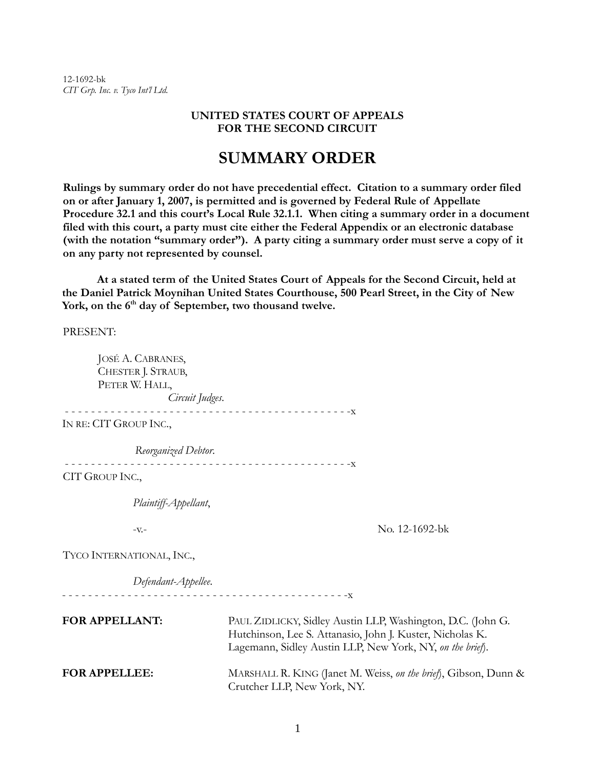12-1692-bk
*CIT Grp. Inc. v. Tyco Int'l Ltd.*

**UNITED STATES COURT OF APPEALS**
**FOR THE SECOND CIRCUIT**

# SUMMARY ORDER

**Rulings by summary order do not have precedential effect. Citation to a summary order filed on or after January 1, 2007, is permitted and is governed by Federal Rule of Appellate Procedure 32.1 and this court's Local Rule 32.1.1. When citing a summary order in a document filed with this court, a party must cite either the Federal Appendix or an electronic database (with the notation "summary order"). A party citing a summary order must serve a copy of it on any party not represented by counsel.**

**At a stated term of the United States Court of Appeals for the Second Circuit, held at the Daniel Patrick Moynihan United States Courthouse, 500 Pearl Street, in the City of New York, on the 6th day of September, two thousand twelve.**

PRESENT:

JOSÉ A. CABRANES,
CHESTER J. STRAUB,
PETER W. HALL,
*Circuit Judges*.

- - - - - - - - - - - - - - - - - - - - - - - - - - - - - - - - - - - - - - - - - - - -x

IN RE: CIT GROUP INC.,

*Reorganized Debtor.*

- - - - - - - - - - - - - - - - - - - - - - - - - - - - - - - - - - - - - - - - - - - -x

CIT GROUP INC.,

*Plaintiff-Appellant*,

-v.- No. 12-1692-bk

TYCO INTERNATIONAL, INC.,

*Defendant-Appellee.*

- - - - - - - - - - - - - - - - - - - - - - - - - - - - - - - - - - - - - - - - - - - -x

**FOR APPELLANT:** PAUL ZIDLICKY, Sidley Austin LLP, Washington, D.C. (John G. Hutchinson, Lee S. Attanasio, John J. Kuster, Nicholas K. Lagemann, Sidley Austin LLP, New York, NY, *on the brief*).

**FOR APPELLEE:** MARSHALL R. KING (Janet M. Weiss, *on the brief*), Gibson, Dunn & Crutcher LLP, New York, NY.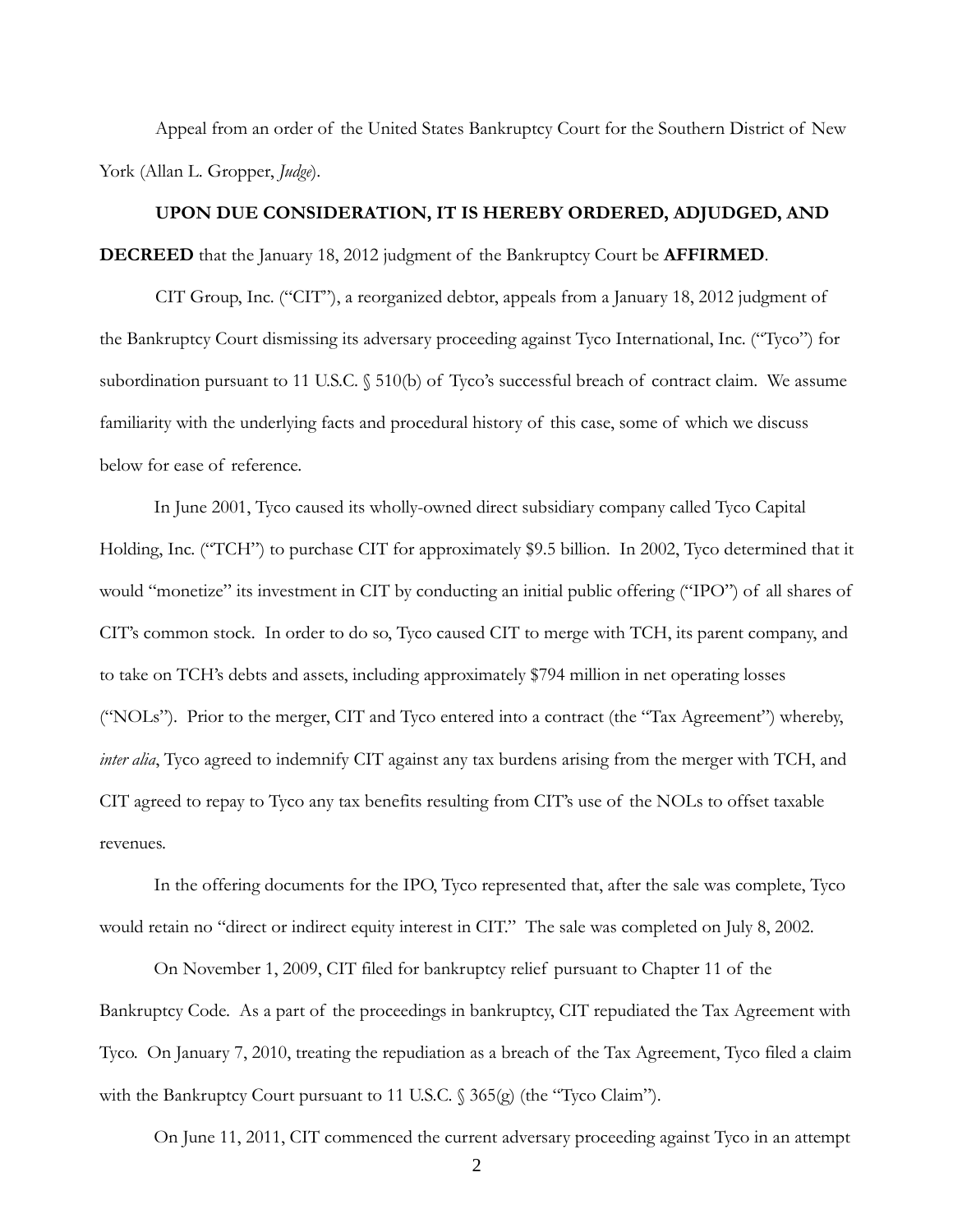Appeal from an order of the United States Bankruptcy Court for the Southern District of New York (Allan L. Gropper, *Judge*).

**UPON DUE CONSIDERATION, IT IS HEREBY ORDERED, ADJUDGED, AND DECREED** that the January 18, 2012 judgment of the Bankruptcy Court be **AFFIRMED**.

CIT Group, Inc. ("CIT"), a reorganized debtor, appeals from a January 18, 2012 judgment of the Bankruptcy Court dismissing its adversary proceeding against Tyco International, Inc. ("Tyco") for subordination pursuant to 11 U.S.C. § 510(b) of Tyco's successful breach of contract claim. We assume familiarity with the underlying facts and procedural history of this case, some of which we discuss below for ease of reference.

In June 2001, Tyco caused its wholly-owned direct subsidiary company called Tyco Capital Holding, Inc. ("TCH") to purchase CIT for approximately $9.5 billion. In 2002, Tyco determined that it would "monetize" its investment in CIT by conducting an initial public offering ("IPO") of all shares of CIT's common stock. In order to do so, Tyco caused CIT to merge with TCH, its parent company, and to take on TCH's debts and assets, including approximately $794 million in net operating losses ("NOLs"). Prior to the merger, CIT and Tyco entered into a contract (the "Tax Agreement") whereby, *inter alia*, Tyco agreed to indemnify CIT against any tax burdens arising from the merger with TCH, and CIT agreed to repay to Tyco any tax benefits resulting from CIT's use of the NOLs to offset taxable revenues.

In the offering documents for the IPO, Tyco represented that, after the sale was complete, Tyco would retain no "direct or indirect equity interest in CIT." The sale was completed on July 8, 2002.

On November 1, 2009, CIT filed for bankruptcy relief pursuant to Chapter 11 of the Bankruptcy Code. As a part of the proceedings in bankruptcy, CIT repudiated the Tax Agreement with Tyco. On January 7, 2010, treating the repudiation as a breach of the Tax Agreement, Tyco filed a claim with the Bankruptcy Court pursuant to 11 U.S.C. § 365(g) (the "Tyco Claim").

On June 11, 2011, CIT commenced the current adversary proceeding against Tyco in an attempt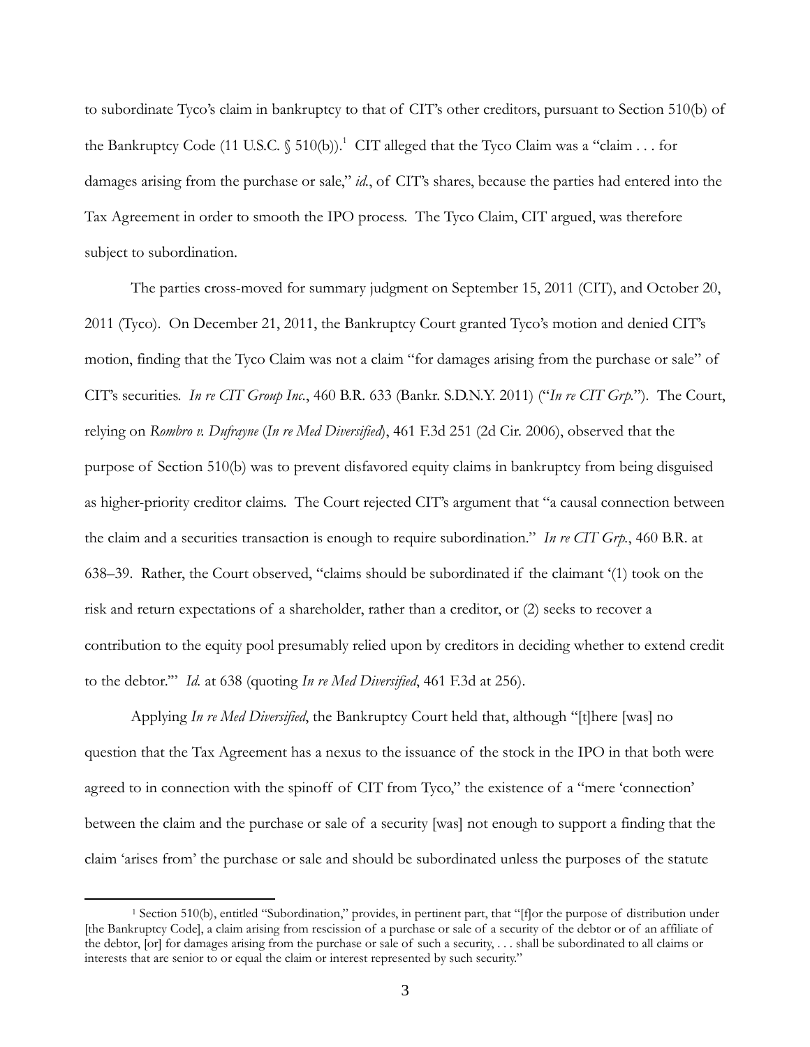to subordinate Tyco's claim in bankruptcy to that of CIT's other creditors, pursuant to Section 510(b) of the Bankruptcy Code (11 U.S.C. § 510(b)).[1] CIT alleged that the Tyco Claim was a "claim . . . for damages arising from the purchase or sale," *id.*, of CIT's shares, because the parties had entered into the Tax Agreement in order to smooth the IPO process. The Tyco Claim, CIT argued, was therefore subject to subordination.

The parties cross-moved for summary judgment on September 15, 2011 (CIT), and October 20, 2011 (Tyco). On December 21, 2011, the Bankruptcy Court granted Tyco's motion and denied CIT's motion, finding that the Tyco Claim was not a claim "for damages arising from the purchase or sale" of CIT's securities. *In re CIT Group Inc.*, 460 B.R. 633 (Bankr. S.D.N.Y. 2011) ("*In re CIT Grp.*"). The Court, relying on *Rombro v. Dufrayne* (*In re Med Diversified*), 461 F.3d 251 (2d Cir. 2006), observed that the purpose of Section 510(b) was to prevent disfavored equity claims in bankruptcy from being disguised as higher-priority creditor claims. The Court rejected CIT's argument that "a causal connection between the claim and a securities transaction is enough to require subordination." *In re CIT Grp.*, 460 B.R. at 638–39. Rather, the Court observed, "claims should be subordinated if the claimant '(1) took on the risk and return expectations of a shareholder, rather than a creditor, or (2) seeks to recover a contribution to the equity pool presumably relied upon by creditors in deciding whether to extend credit to the debtor.'" *Id.* at 638 (quoting *In re Med Diversified*, 461 F.3d at 256).

Applying *In re Med Diversified*, the Bankruptcy Court held that, although "[t]here [was] no question that the Tax Agreement has a nexus to the issuance of the stock in the IPO in that both were agreed to in connection with the spinoff of CIT from Tyco," the existence of a "mere 'connection' between the claim and the purchase or sale of a security [was] not enough to support a finding that the claim 'arises from' the purchase or sale and should be subordinated unless the purposes of the statute

---

[1] Section 510(b), entitled "Subordination," provides, in pertinent part, that "[f]or the purpose of distribution under [the Bankruptcy Code], a claim arising from rescission of a purchase or sale of a security of the debtor or of an affiliate of the debtor, [or] for damages arising from the purchase or sale of such a security, . . . shall be subordinated to all claims or interests that are senior to or equal the claim or interest represented by such security."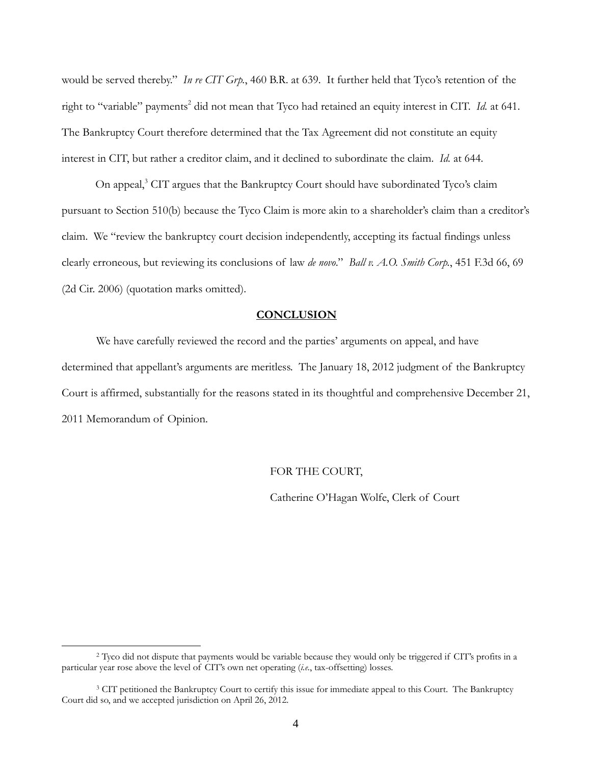would be served thereby." *In re CIT Grp.*, 460 B.R. at 639. It further held that Tyco's retention of the right to "variable" payments[2] did not mean that Tyco had retained an equity interest in CIT. *Id.* at 641. The Bankruptcy Court therefore determined that the Tax Agreement did not constitute an equity interest in CIT, but rather a creditor claim, and it declined to subordinate the claim. *Id.* at 644.

On appeal,[3] CIT argues that the Bankruptcy Court should have subordinated Tyco's claim pursuant to Section 510(b) because the Tyco Claim is more akin to a shareholder's claim than a creditor's claim. We "review the bankruptcy court decision independently, accepting its factual findings unless clearly erroneous, but reviewing its conclusions of law *de novo*." *Ball v. A.O. Smith Corp.*, 451 F.3d 66, 69 (2d Cir. 2006) (quotation marks omitted).

## **CONCLUSION**

We have carefully reviewed the record and the parties' arguments on appeal, and have determined that appellant's arguments are meritless. The January 18, 2012 judgment of the Bankruptcy Court is affirmed, substantially for the reasons stated in its thoughtful and comprehensive December 21, 2011 Memorandum of Opinion.

FOR THE COURT,

Catherine O'Hagan Wolfe, Clerk of Court

---

[2] Tyco did not dispute that payments would be variable because they would only be triggered if CIT's profits in a particular year rose above the level of CIT's own net operating (*i.e.*, tax-offsetting) losses.

[3] CIT petitioned the Bankruptcy Court to certify this issue for immediate appeal to this Court. The Bankruptcy Court did so, and we accepted jurisdiction on April 26, 2012.